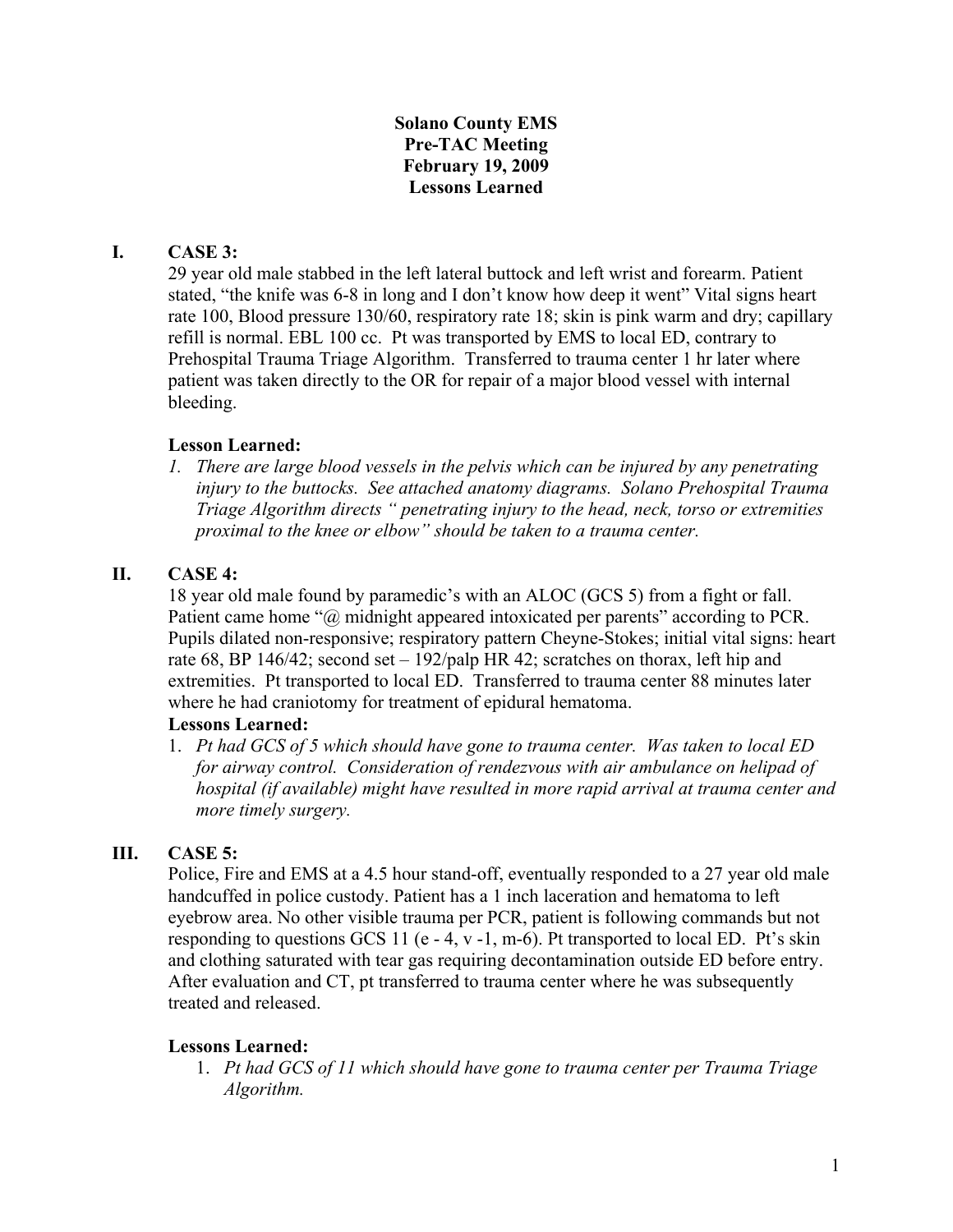**Solano County EMS**
**Pre-TAC Meeting**
**February 19, 2009**
**Lessons Learned**

## I. CASE 3:

29 year old male stabbed in the left lateral buttock and left wrist and forearm. Patient stated, "the knife was 6-8 in long and I don't know how deep it went" Vital signs heart rate 100, Blood pressure 130/60, respiratory rate 18; skin is pink warm and dry; capillary refill is normal. EBL 100 cc. Pt was transported by EMS to local ED, contrary to Prehospital Trauma Triage Algorithm. Transferred to trauma center 1 hr later where patient was taken directly to the OR for repair of a major blood vessel with internal bleeding.

**Lesson Learned:**

1. *There are large blood vessels in the pelvis which can be injured by any penetrating injury to the buttocks. See attached anatomy diagrams. Solano Prehospital Trauma Triage Algorithm directs " penetrating injury to the head, neck, torso or extremities proximal to the knee or elbow" should be taken to a trauma center.*

## II. CASE 4:

18 year old male found by paramedic's with an ALOC (GCS 5) from a fight or fall. Patient came home "@ midnight appeared intoxicated per parents" according to PCR. Pupils dilated non-responsive; respiratory pattern Cheyne-Stokes; initial vital signs: heart rate 68, BP 146/42; second set – 192/palp HR 42; scratches on thorax, left hip and extremities. Pt transported to local ED. Transferred to trauma center 88 minutes later where he had craniotomy for treatment of epidural hematoma.

**Lessons Learned:**

1. *Pt had GCS of 5 which should have gone to trauma center. Was taken to local ED for airway control. Consideration of rendezvous with air ambulance on helipad of hospital (if available) might have resulted in more rapid arrival at trauma center and more timely surgery.*

## III. CASE 5:

Police, Fire and EMS at a 4.5 hour stand-off, eventually responded to a 27 year old male handcuffed in police custody. Patient has a 1 inch laceration and hematoma to left eyebrow area. No other visible trauma per PCR, patient is following commands but not responding to questions GCS 11 (e - 4, v -1, m-6). Pt transported to local ED. Pt's skin and clothing saturated with tear gas requiring decontamination outside ED before entry. After evaluation and CT, pt transferred to trauma center where he was subsequently treated and released.

**Lessons Learned:**

1. *Pt had GCS of 11 which should have gone to trauma center per Trauma Triage Algorithm.*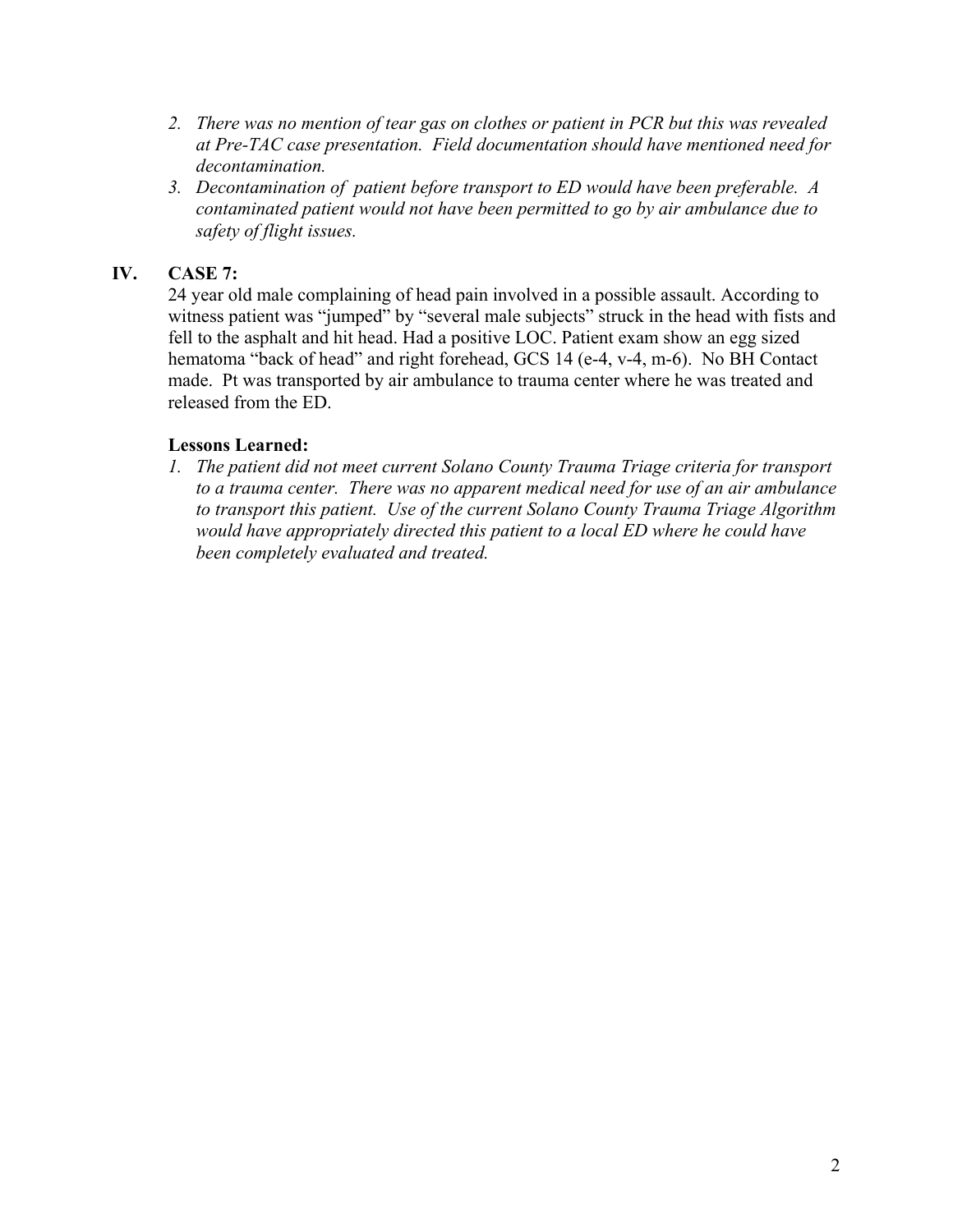2. *There was no mention of tear gas on clothes or patient in PCR but this was revealed at Pre-TAC case presentation. Field documentation should have mentioned need for decontamination.*
3. *Decontamination of patient before transport to ED would have been preferable. A contaminated patient would not have been permitted to go by air ambulance due to safety of flight issues.*

## IV. CASE 7:

24 year old male complaining of head pain involved in a possible assault. According to witness patient was "jumped" by "several male subjects" struck in the head with fists and fell to the asphalt and hit head. Had a positive LOC. Patient exam show an egg sized hematoma "back of head" and right forehead, GCS 14 (e-4, v-4, m-6). No BH Contact made. Pt was transported by air ambulance to trauma center where he was treated and released from the ED.

**Lessons Learned:**

1. *The patient did not meet current Solano County Trauma Triage criteria for transport to a trauma center. There was no apparent medical need for use of an air ambulance to transport this patient. Use of the current Solano County Trauma Triage Algorithm would have appropriately directed this patient to a local ED where he could have been completely evaluated and treated.*